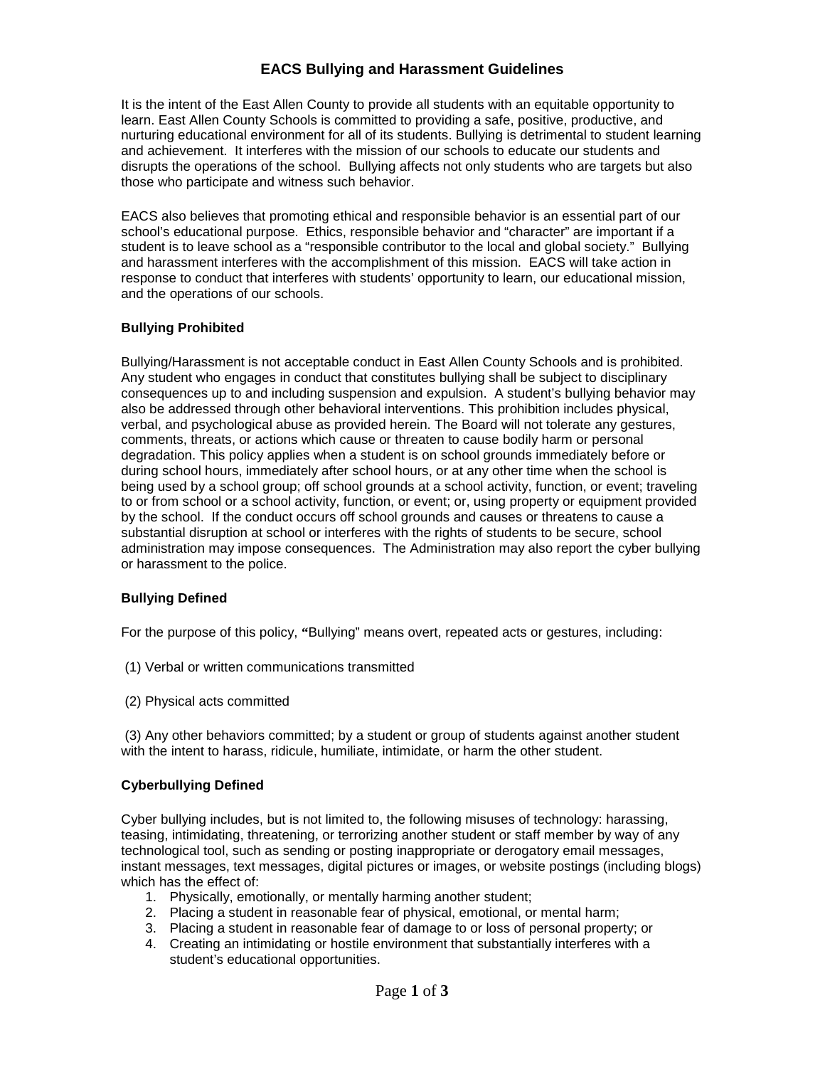# EACS Bullying and Harassment Guidelines

It is the intent of the East Allen County to provide all students with an equitable opportunity to learn. East Allen County Schools is committed to providing a safe, positive, productive, and nurturing educational environment for all of its students. Bullying is detrimental to student learning and achievement. It interferes with the mission of our schools to educate our students and disrupts the operations of the school. Bullying affects not only students who are targets but also those who participate and witness such behavior.

EACS also believes that promoting ethical and responsible behavior is an essential part of our school's educational purpose. Ethics, responsible behavior and "character" are important if a student is to leave school as a "responsible contributor to the local and global society." Bullying and harassment interferes with the accomplishment of this mission. EACS will take action in response to conduct that interferes with students' opportunity to learn, our educational mission, and the operations of our schools.

### Bullying Prohibited

Bullying/Harassment is not acceptable conduct in East Allen County Schools and is prohibited. Any student who engages in conduct that constitutes bullying shall be subject to disciplinary consequences up to and including suspension and expulsion. A student's bullying behavior may also be addressed through other behavioral interventions. This prohibition includes physical, verbal, and psychological abuse as provided herein. The Board will not tolerate any gestures, comments, threats, or actions which cause or threaten to cause bodily harm or personal degradation. This policy applies when a student is on school grounds immediately before or during school hours, immediately after school hours, or at any other time when the school is being used by a school group; off school grounds at a school activity, function, or event; traveling to or from school or a school activity, function, or event; or, using property or equipment provided by the school. If the conduct occurs off school grounds and causes or threatens to cause a substantial disruption at school or interferes with the rights of students to be secure, school administration may impose consequences. The Administration may also report the cyber bullying or harassment to the police.

### Bullying Defined

For the purpose of this policy, **"**Bullying" means overt, repeated acts or gestures, including:

(1) Verbal or written communications transmitted

(2) Physical acts committed

(3) Any other behaviors committed; by a student or group of students against another student with the intent to harass, ridicule, humiliate, intimidate, or harm the other student.

### Cyberbullying Defined

Cyber bullying includes, but is not limited to, the following misuses of technology: harassing, teasing, intimidating, threatening, or terrorizing another student or staff member by way of any technological tool, such as sending or posting inappropriate or derogatory email messages, instant messages, text messages, digital pictures or images, or website postings (including blogs) which has the effect of:

1. Physically, emotionally, or mentally harming another student;
2. Placing a student in reasonable fear of physical, emotional, or mental harm;
3. Placing a student in reasonable fear of damage to or loss of personal property; or
4. Creating an intimidating or hostile environment that substantially interferes with a student's educational opportunities.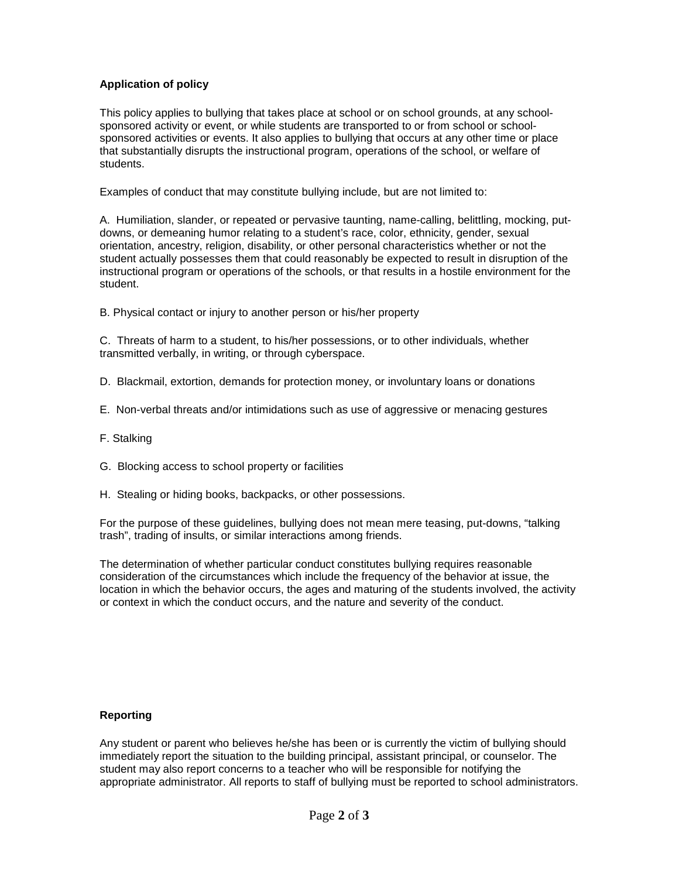**Application of policy**

This policy applies to bullying that takes place at school or on school grounds, at any school-sponsored activity or event, or while students are transported to or from school or school-sponsored activities or events. It also applies to bullying that occurs at any other time or place that substantially disrupts the instructional program, operations of the school, or welfare of students.

Examples of conduct that may constitute bullying include, but are not limited to:

A. Humiliation, slander, or repeated or pervasive taunting, name-calling, belittling, mocking, put-downs, or demeaning humor relating to a student's race, color, ethnicity, gender, sexual orientation, ancestry, religion, disability, or other personal characteristics whether or not the student actually possesses them that could reasonably be expected to result in disruption of the instructional program or operations of the schools, or that results in a hostile environment for the student.

B. Physical contact or injury to another person or his/her property

C. Threats of harm to a student, to his/her possessions, or to other individuals, whether transmitted verbally, in writing, or through cyberspace.

D. Blackmail, extortion, demands for protection money, or involuntary loans or donations

E. Non-verbal threats and/or intimidations such as use of aggressive or menacing gestures

F. Stalking

G. Blocking access to school property or facilities

H. Stealing or hiding books, backpacks, or other possessions.

For the purpose of these guidelines, bullying does not mean mere teasing, put-downs, "talking trash", trading of insults, or similar interactions among friends.

The determination of whether particular conduct constitutes bullying requires reasonable consideration of the circumstances which include the frequency of the behavior at issue, the location in which the behavior occurs, the ages and maturing of the students involved, the activity or context in which the conduct occurs, and the nature and severity of the conduct.

**Reporting**

Any student or parent who believes he/she has been or is currently the victim of bullying should immediately report the situation to the building principal, assistant principal, or counselor. The student may also report concerns to a teacher who will be responsible for notifying the appropriate administrator. All reports to staff of bullying must be reported to school administrators.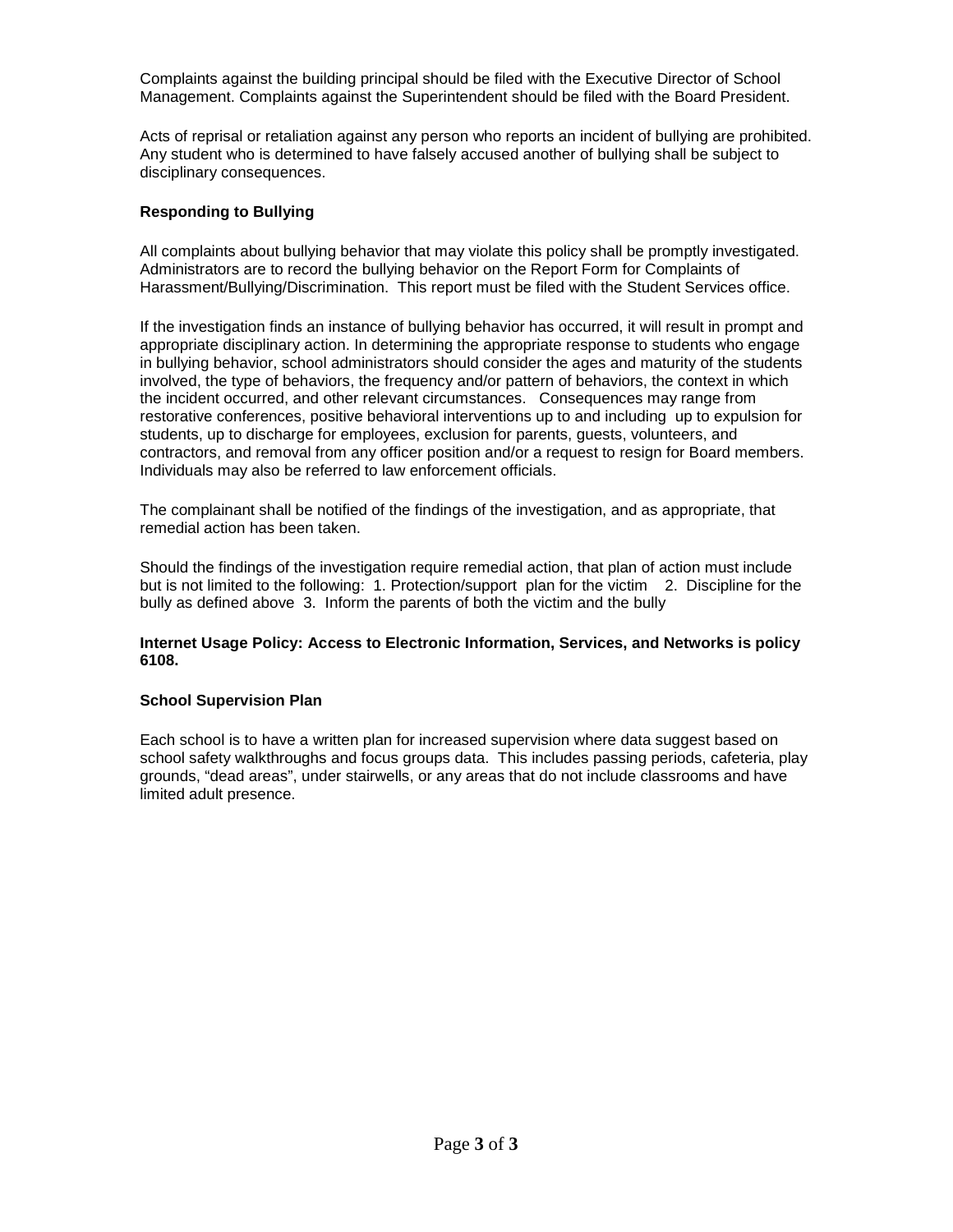Complaints against the building principal should be filed with the Executive Director of School Management. Complaints against the Superintendent should be filed with the Board President.

Acts of reprisal or retaliation against any person who reports an incident of bullying are prohibited. Any student who is determined to have falsely accused another of bullying shall be subject to disciplinary consequences.

**Responding to Bullying**

All complaints about bullying behavior that may violate this policy shall be promptly investigated. Administrators are to record the bullying behavior on the Report Form for Complaints of Harassment/Bullying/Discrimination. This report must be filed with the Student Services office.

If the investigation finds an instance of bullying behavior has occurred, it will result in prompt and appropriate disciplinary action. In determining the appropriate response to students who engage in bullying behavior, school administrators should consider the ages and maturity of the students involved, the type of behaviors, the frequency and/or pattern of behaviors, the context in which the incident occurred, and other relevant circumstances. Consequences may range from restorative conferences, positive behavioral interventions up to and including up to expulsion for students, up to discharge for employees, exclusion for parents, guests, volunteers, and contractors, and removal from any officer position and/or a request to resign for Board members. Individuals may also be referred to law enforcement officials.

The complainant shall be notified of the findings of the investigation, and as appropriate, that remedial action has been taken.

Should the findings of the investigation require remedial action, that plan of action must include but is not limited to the following: 1. Protection/support plan for the victim 2. Discipline for the bully as defined above 3. Inform the parents of both the victim and the bully

**Internet Usage Policy: Access to Electronic Information, Services, and Networks is policy 6108.**

**School Supervision Plan**

Each school is to have a written plan for increased supervision where data suggest based on school safety walkthroughs and focus groups data. This includes passing periods, cafeteria, play grounds, "dead areas", under stairwells, or any areas that do not include classrooms and have limited adult presence.